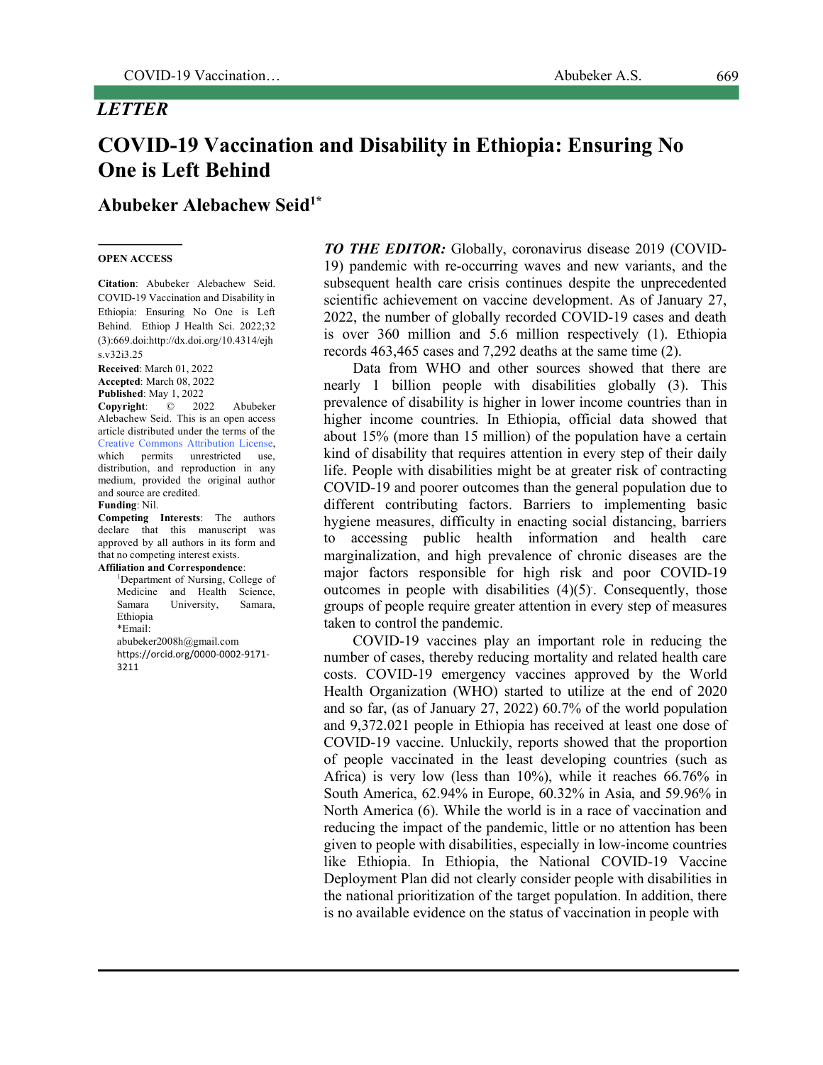*LETTER*

# COVID-19 Vaccination and Disability in Ethiopia: Ensuring No One is Left Behind

## Abubeker Alebachew Seid[1*]

**OPEN ACCESS**

**Citation**: Abubeker Alebachew Seid. COVID-19 Vaccination and Disability in Ethiopia: Ensuring No One is Left Behind. Ethiop J Health Sci. 2022;32 (3):669.doi:http://dx.doi.org/10.4314/ejhs.v32i3.25

**Received**: March 01, 2022

**Accepted**: March 08, 2022

**Published**: May 1, 2022

**Copyright**: © 2022 Abubeker Alebachew Seid. This is an open access article distributed under the terms of the Creative Commons Attribution License, which permits unrestricted use, distribution, and reproduction in any medium, provided the original author and source are credited.

**Funding**: Nil.

**Competing Interests**: The authors declare that this manuscript was approved by all authors in its form and that no competing interest exists.

**Affiliation and Correspondence**:

[1]Department of Nursing, College of Medicine and Health Science, Samara University, Samara, Ethiopia

*Email: abubeker2008h@gmail.com

https://orcid.org/0000-0002-9171-3211

***TO THE EDITOR:*** Globally, coronavirus disease 2019 (COVID-19) pandemic with re-occurring waves and new variants, and the subsequent health care crisis continues despite the unprecedented scientific achievement on vaccine development. As of January 27, 2022, the number of globally recorded COVID-19 cases and death is over 360 million and 5.6 million respectively (1). Ethiopia records 463,465 cases and 7,292 deaths at the same time (2).

Data from WHO and other sources showed that there are nearly 1 billion people with disabilities globally (3). This prevalence of disability is higher in lower income countries than in higher income countries. In Ethiopia, official data showed that about 15% (more than 15 million) of the population have a certain kind of disability that requires attention in every step of their daily life. People with disabilities might be at greater risk of contracting COVID-19 and poorer outcomes than the general population due to different contributing factors. Barriers to implementing basic hygiene measures, difficulty in enacting social distancing, barriers to accessing public health information and health care marginalization, and high prevalence of chronic diseases are the major factors responsible for high risk and poor COVID-19 outcomes in people with disabilities (4)(5). Consequently, those groups of people require greater attention in every step of measures taken to control the pandemic.

COVID-19 vaccines play an important role in reducing the number of cases, thereby reducing mortality and related health care costs. COVID-19 emergency vaccines approved by the World Health Organization (WHO) started to utilize at the end of 2020 and so far, (as of January 27, 2022) 60.7% of the world population and 9,372.021 people in Ethiopia has received at least one dose of COVID-19 vaccine. Unluckily, reports showed that the proportion of people vaccinated in the least developing countries (such as Africa) is very low (less than 10%), while it reaches 66.76% in South America, 62.94% in Europe, 60.32% in Asia, and 59.96% in North America (6). While the world is in a race of vaccination and reducing the impact of the pandemic, little or no attention has been given to people with disabilities, especially in low-income countries like Ethiopia. In Ethiopia, the National COVID-19 Vaccine Deployment Plan did not clearly consider people with disabilities in the national prioritization of the target population. In addition, there is no available evidence on the status of vaccination in people with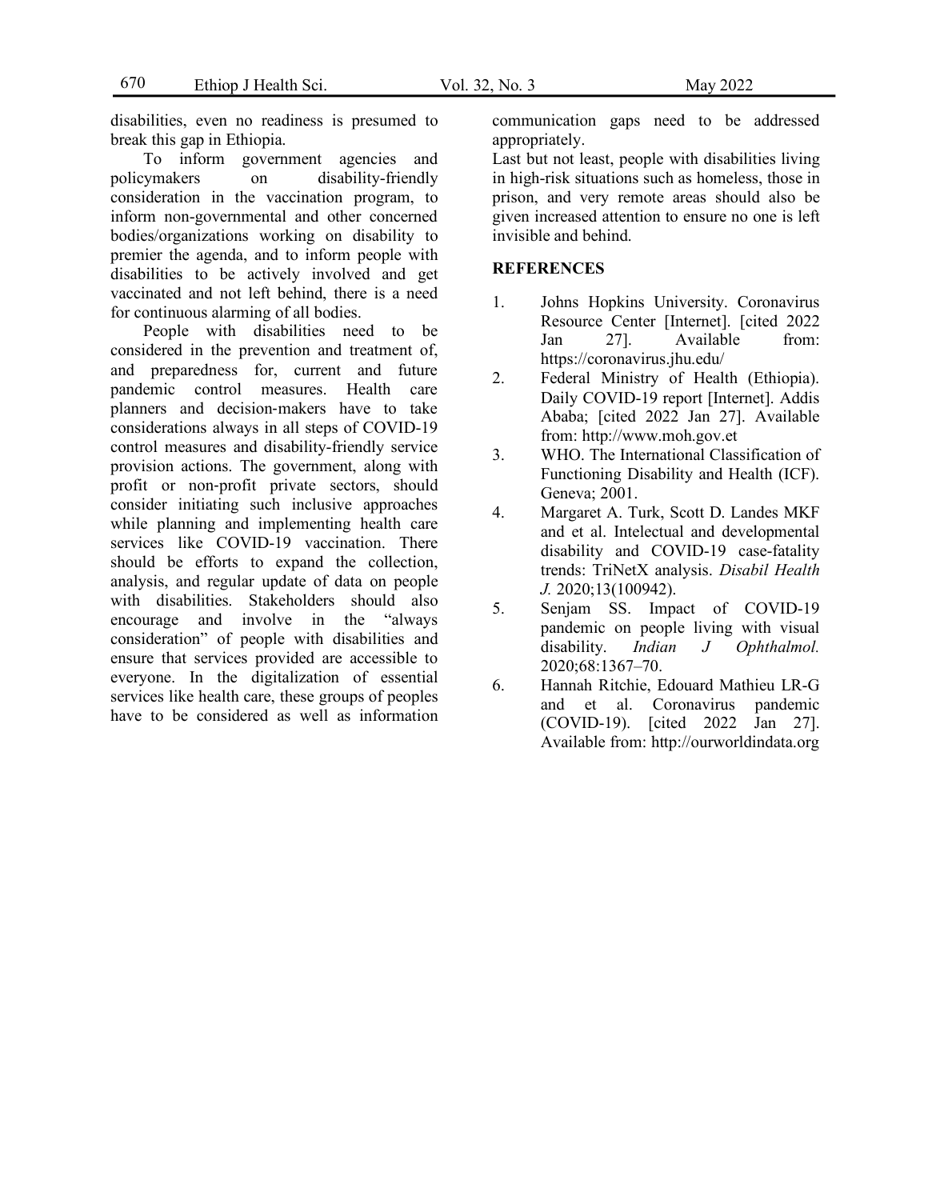disabilities, even no readiness is presumed to break this gap in Ethiopia.

To inform government agencies and policymakers on disability-friendly consideration in the vaccination program, to inform non-governmental and other concerned bodies/organizations working on disability to premier the agenda, and to inform people with disabilities to be actively involved and get vaccinated and not left behind, there is a need for continuous alarming of all bodies.

People with disabilities need to be considered in the prevention and treatment of, and preparedness for, current and future pandemic control measures. Health care planners and decision-makers have to take considerations always in all steps of COVID-19 control measures and disability-friendly service provision actions. The government, along with profit or non-profit private sectors, should consider initiating such inclusive approaches while planning and implementing health care services like COVID-19 vaccination. There should be efforts to expand the collection, analysis, and regular update of data on people with disabilities. Stakeholders should also encourage and involve in the "always consideration" of people with disabilities and ensure that services provided are accessible to everyone. In the digitalization of essential services like health care, these groups of peoples have to be considered as well as information communication gaps need to be addressed appropriately.

Last but not least, people with disabilities living in high-risk situations such as homeless, those in prison, and very remote areas should also be given increased attention to ensure no one is left invisible and behind.

## REFERENCES

1. Johns Hopkins University. Coronavirus Resource Center [Internet]. [cited 2022 Jan 27]. Available from: https://coronavirus.jhu.edu/
2. Federal Ministry of Health (Ethiopia). Daily COVID-19 report [Internet]. Addis Ababa; [cited 2022 Jan 27]. Available from: http://www.moh.gov.et
3. WHO. The International Classification of Functioning Disability and Health (ICF). Geneva; 2001.
4. Margaret A. Turk, Scott D. Landes MKF and et al. Intelectual and developmental disability and COVID-19 case-fatality trends: TriNetX analysis. *Disabil Health J.* 2020;13(100942).
5. Senjam SS. Impact of COVID-19 pandemic on people living with visual disability. *Indian J Ophthalmol.* 2020;68:1367–70.
6. Hannah Ritchie, Edouard Mathieu LR-G and et al. Coronavirus pandemic (COVID-19). [cited 2022 Jan 27]. Available from: http://ourworldindata.org